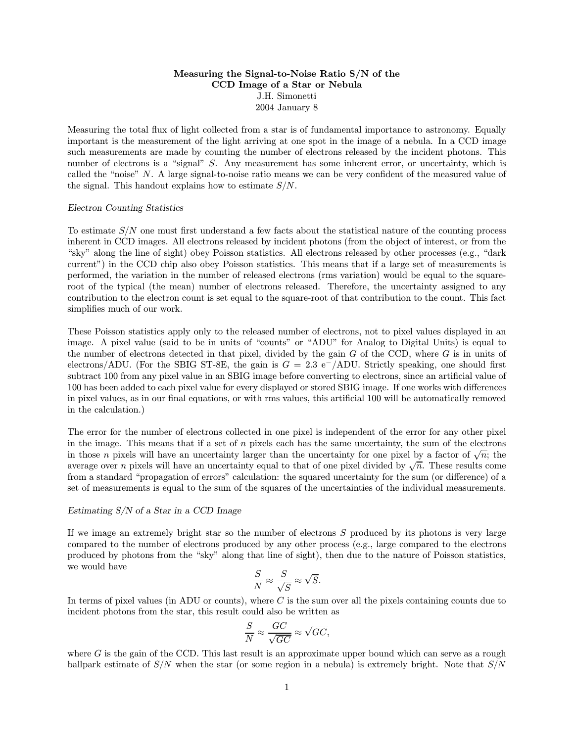# Measuring the Signal-to-Noise Ratio S/N of the CCD Image of a Star or Nebula

J.H. Simonetti

2004 January 8

Measuring the total flux of light collected from a star is of fundamental importance to astronomy. Equally important is the measurement of the light arriving at one spot in the image of a nebula. In a CCD image such measurements are made by counting the number of electrons released by the incident photons. This number of electrons is a "signal" $S$. Any measurement has some inherent error, or uncertainty, which is called the "noise" $N$. A large signal-to-noise ratio means we can be very confident of the measured value of the signal. This handout explains how to estimate $S/N$.

*Electron Counting Statistics*

To estimate $S/N$ one must first understand a few facts about the statistical nature of the counting process inherent in CCD images. All electrons released by incident photons (from the object of interest, or from the "sky" along the line of sight) obey Poisson statistics. All electrons released by other processes (e.g., "dark current") in the CCD chip also obey Poisson statistics. This means that if a large set of measurements is performed, the variation in the number of released electrons (rms variation) would be equal to the square-root of the typical (the mean) number of electrons released. Therefore, the uncertainty assigned to any contribution to the electron count is set equal to the square-root of that contribution to the count. This fact simplifies much of our work.

These Poisson statistics apply only to the released number of electrons, not to pixel values displayed in an image. A pixel value (said to be in units of "counts" or "ADU" for Analog to Digital Units) is equal to the number of electrons detected in that pixel, divided by the gain $G$ of the CCD, where $G$ is in units of electrons/ADU. (For the SBIG ST-8E, the gain is $G = 2.3$ $e^-$/ADU. Strictly speaking, one should first subtract 100 from any pixel value in an SBIG image before converting to electrons, since an artificial value of 100 has been added to each pixel value for every displayed or stored SBIG image. If one works with differences in pixel values, as in our final equations, or with rms values, this artificial 100 will be automatically removed in the calculation.)

The error for the number of electrons collected in one pixel is independent of the error for any other pixel in the image. This means that if a set of $n$ pixels each has the same uncertainty, the sum of the electrons in those $n$ pixels will have an uncertainty larger than the uncertainty for one pixel by a factor of $\sqrt{n}$; the average over $n$ pixels will have an uncertainty equal to that of one pixel divided by $\sqrt{n}$. These results come from a standard "propagation of errors" calculation: the squared uncertainty for the sum (or difference) of a set of measurements is equal to the sum of the squares of the uncertainties of the individual measurements.

*Estimating S/N of a Star in a CCD Image*

If we image an extremely bright star so the number of electrons $S$ produced by its photons is very large compared to the number of electrons produced by any other process (e.g., large compared to the electrons produced by photons from the "sky" along that line of sight), then due to the nature of Poisson statistics, we would have

$$\frac{S}{N} \approx \frac{S}{\sqrt{S}} \approx \sqrt{S}.$$

In terms of pixel values (in ADU or counts), where $C$ is the sum over all the pixels containing counts due to incident photons from the star, this result could also be written as

$$\frac{S}{N} \approx \frac{GC}{\sqrt{GC}} \approx \sqrt{GC},$$

where $G$ is the gain of the CCD. This last result is an approximate upper bound which can serve as a rough ballpark estimate of $S/N$ when the star (or some region in a nebula) is extremely bright. Note that $S/N$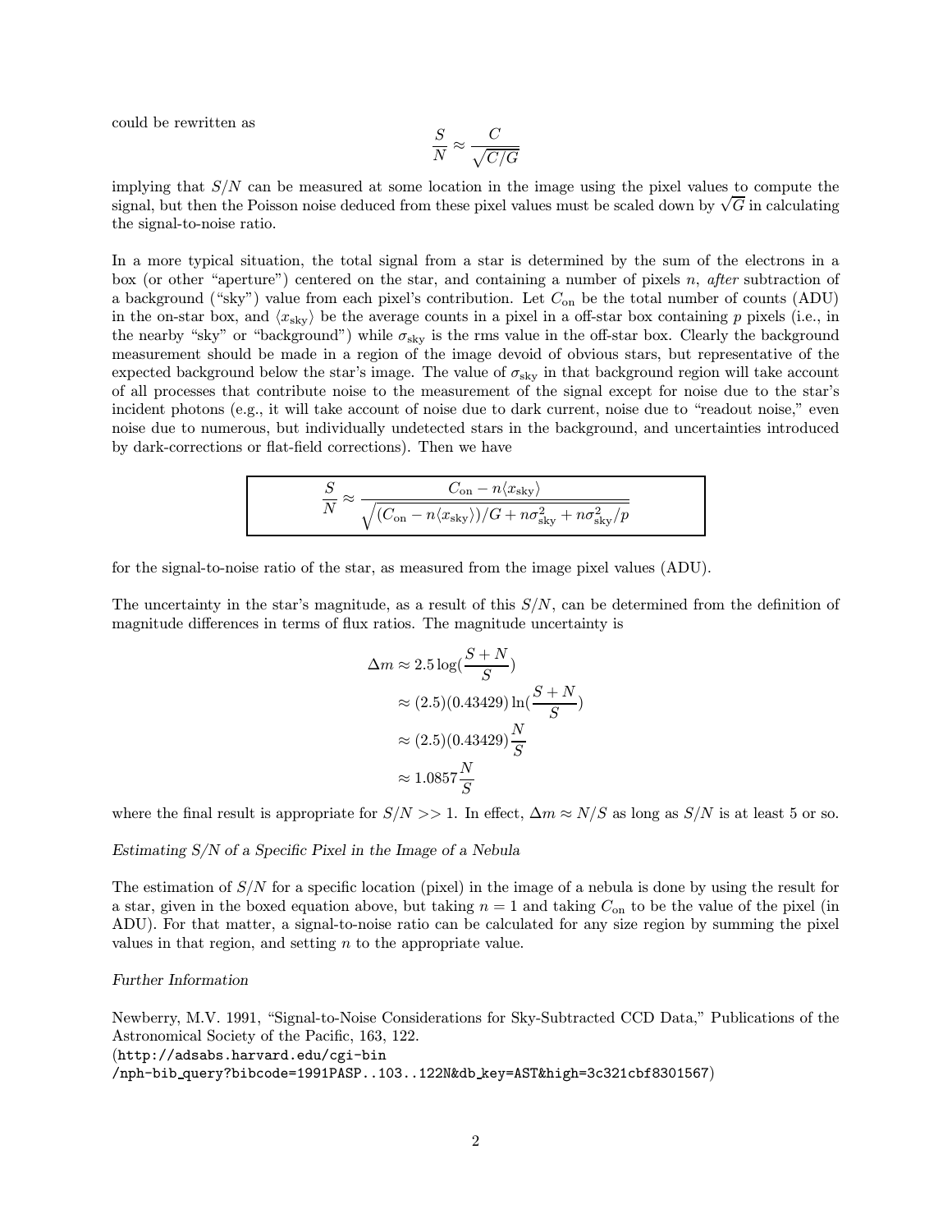could be rewritten as

$$\frac{S}{N} \approx \frac{C}{\sqrt{C/G}}$$

implying that $S/N$ can be measured at some location in the image using the pixel values to compute the signal, but then the Poisson noise deduced from these pixel values must be scaled down by $\sqrt{G}$ in calculating the signal-to-noise ratio.

In a more typical situation, the total signal from a star is determined by the sum of the electrons in a box (or other "aperture") centered on the star, and containing a number of pixels $n$, *after* subtraction of a background ("sky") value from each pixel's contribution. Let $C_{\rm on}$ be the total number of counts (ADU) in the on-star box, and $\langle x_{\rm sky} \rangle$ be the average counts in a pixel in a off-star box containing $p$ pixels (i.e., in the nearby "sky" or "background") while $\sigma_{\rm sky}$ is the rms value in the off-star box. Clearly the background measurement should be made in a region of the image devoid of obvious stars, but representative of the expected background below the star's image. The value of $\sigma_{\rm sky}$ in that background region will take account of all processes that contribute noise to the measurement of the signal except for noise due to the star's incident photons (e.g., it will take account of noise due to dark current, noise due to "readout noise," even noise due to numerous, but individually undetected stars in the background, and uncertainties introduced by dark-corrections or flat-field corrections). Then we have

$$\boxed{\frac{S}{N} \approx \frac{C_{\rm on} - n\langle x_{\rm sky} \rangle}{\sqrt{(C_{\rm on} - n\langle x_{\rm sky} \rangle)/G + n\sigma_{\rm sky}^2 + n\sigma_{\rm sky}^2/p}}}$$

for the signal-to-noise ratio of the star, as measured from the image pixel values (ADU).

The uncertainty in the star's magnitude, as a result of this $S/N$, can be determined from the definition of magnitude differences in terms of flux ratios. The magnitude uncertainty is

$$\begin{aligned}
\Delta m &\approx 2.5 \log(\frac{S+N}{S}) \\
&\approx (2.5)(0.43429) \ln(\frac{S+N}{S}) \\
&\approx (2.5)(0.43429) \frac{N}{S} \\
&\approx 1.0857 \frac{N}{S}
\end{aligned}$$

where the final result is appropriate for $S/N >> 1$. In effect, $\Delta m \approx N/S$ as long as $S/N$ is at least 5 or so.

*Estimating S/N of a Specific Pixel in the Image of a Nebula*

The estimation of $S/N$ for a specific location (pixel) in the image of a nebula is done by using the result for a star, given in the boxed equation above, but taking $n = 1$ and taking $C_{\rm on}$ to be the value of the pixel (in ADU). For that matter, a signal-to-noise ratio can be calculated for any size region by summing the pixel values in that region, and setting $n$ to the appropriate value.

*Further Information*

Newberry, M.V. 1991, "Signal-to-Noise Considerations for Sky-Subtracted CCD Data," Publications of the Astronomical Society of the Pacific, 163, 122.
(http://adsabs.harvard.edu/cgi-bin/nph-bib_query?bibcode=1991PASP..103..122N&db_key=AST&high=3c321cbf8301567)